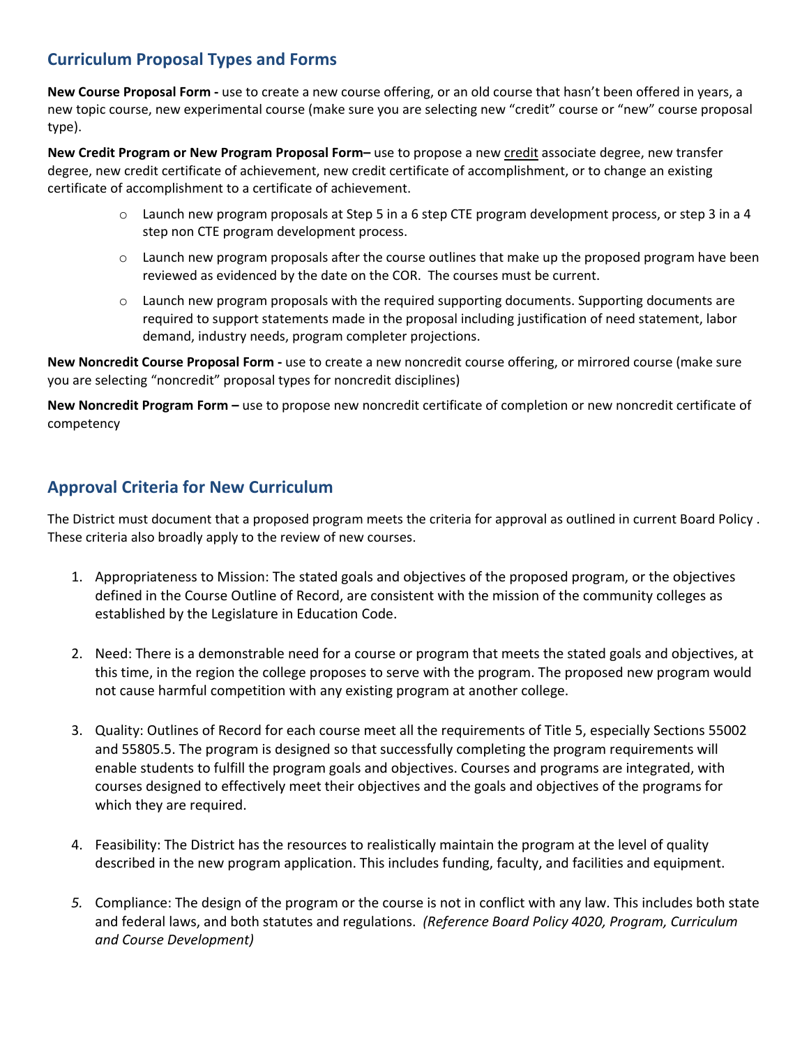## Curriculum Proposal Types and Forms

**New Course Proposal Form -** use to create a new course offering, or an old course that hasn't been offered in years, a new topic course, new experimental course (make sure you are selecting new "credit" course or "new" course proposal type).

**New Credit Program or New Program Proposal Form–** use to propose a new credit associate degree, new transfer degree, new credit certificate of achievement, new credit certificate of accomplishment, or to change an existing certificate of accomplishment to a certificate of achievement.

- Launch new program proposals at Step 5 in a 6 step CTE program development process, or step 3 in a 4 step non CTE program development process.
- Launch new program proposals after the course outlines that make up the proposed program have been reviewed as evidenced by the date on the COR. The courses must be current.
- Launch new program proposals with the required supporting documents. Supporting documents are required to support statements made in the proposal including justification of need statement, labor demand, industry needs, program completer projections.

**New Noncredit Course Proposal Form -** use to create a new noncredit course offering, or mirrored course (make sure you are selecting "noncredit" proposal types for noncredit disciplines)

**New Noncredit Program Form –** use to propose new noncredit certificate of completion or new noncredit certificate of competency

## Approval Criteria for New Curriculum

The District must document that a proposed program meets the criteria for approval as outlined in current Board Policy . These criteria also broadly apply to the review of new courses.

1. Appropriateness to Mission: The stated goals and objectives of the proposed program, or the objectives defined in the Course Outline of Record, are consistent with the mission of the community colleges as established by the Legislature in Education Code.

2. Need: There is a demonstrable need for a course or program that meets the stated goals and objectives, at this time, in the region the college proposes to serve with the program. The proposed new program would not cause harmful competition with any existing program at another college.

3. Quality: Outlines of Record for each course meet all the requirements of Title 5, especially Sections 55002 and 55805.5. The program is designed so that successfully completing the program requirements will enable students to fulfill the program goals and objectives. Courses and programs are integrated, with courses designed to effectively meet their objectives and the goals and objectives of the programs for which they are required.

4. Feasibility: The District has the resources to realistically maintain the program at the level of quality described in the new program application. This includes funding, faculty, and facilities and equipment.

5. Compliance: The design of the program or the course is not in conflict with any law. This includes both state and federal laws, and both statutes and regulations. *(Reference Board Policy 4020, Program, Curriculum and Course Development)*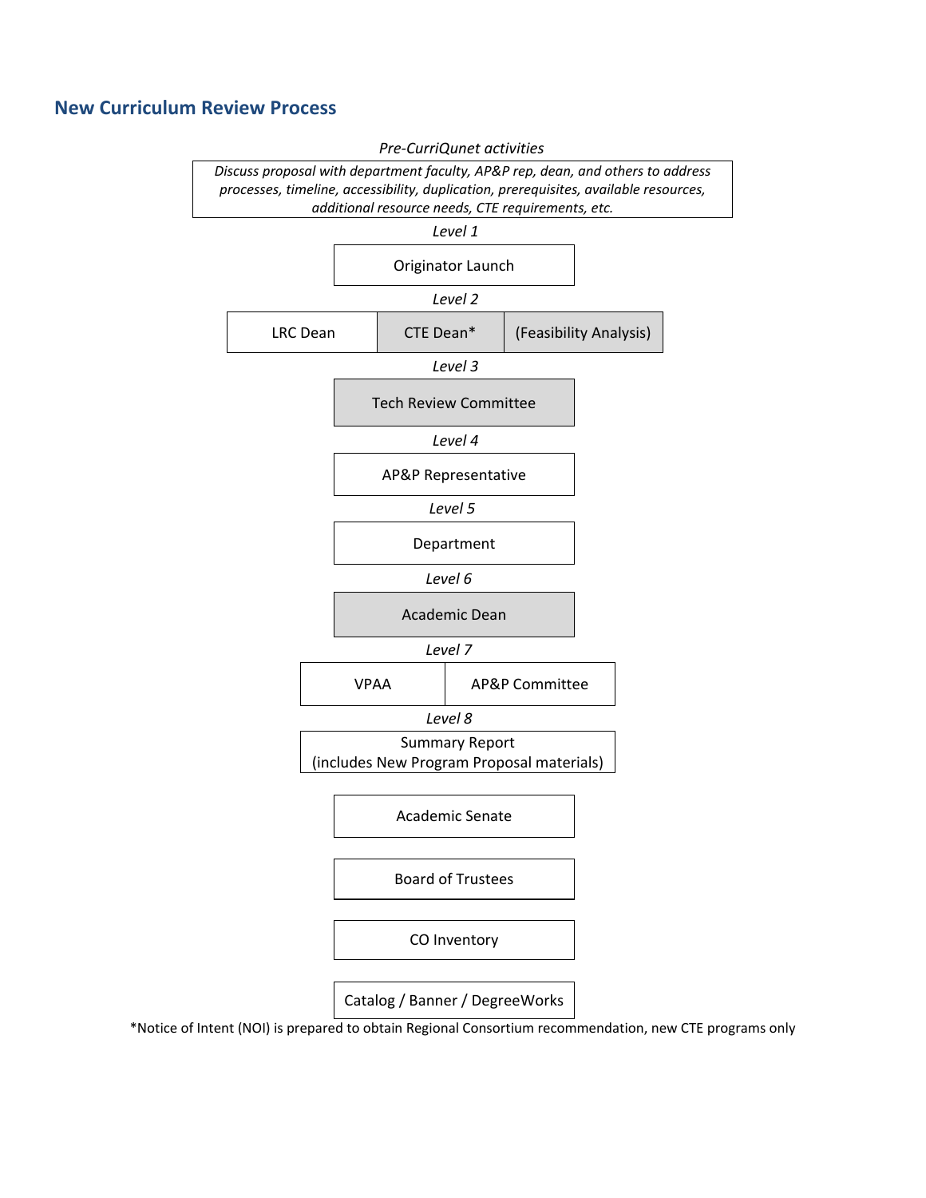## New Curriculum Review Process

*Pre-CurriQunet activities*

*Discuss proposal with department faculty, AP&P rep, dean, and others to address processes, timeline, accessibility, duplication, prerequisites, available resources, additional resource needs, CTE requirements, etc.*

*Level 1*

Originator Launch

*Level 2*

LRC Dean | CTE Dean* | (Feasibility Analysis)

*Level 3*

Tech Review Committee

*Level 4*

AP&P Representative

*Level 5*

Department

*Level 6*

Academic Dean

*Level 7*

VPAA | AP&P Committee

*Level 8*

Summary Report
(includes New Program Proposal materials)

Academic Senate

Board of Trustees

CO Inventory

Catalog / Banner / DegreeWorks

*Notice of Intent (NOI) is prepared to obtain Regional Consortium recommendation, new CTE programs only